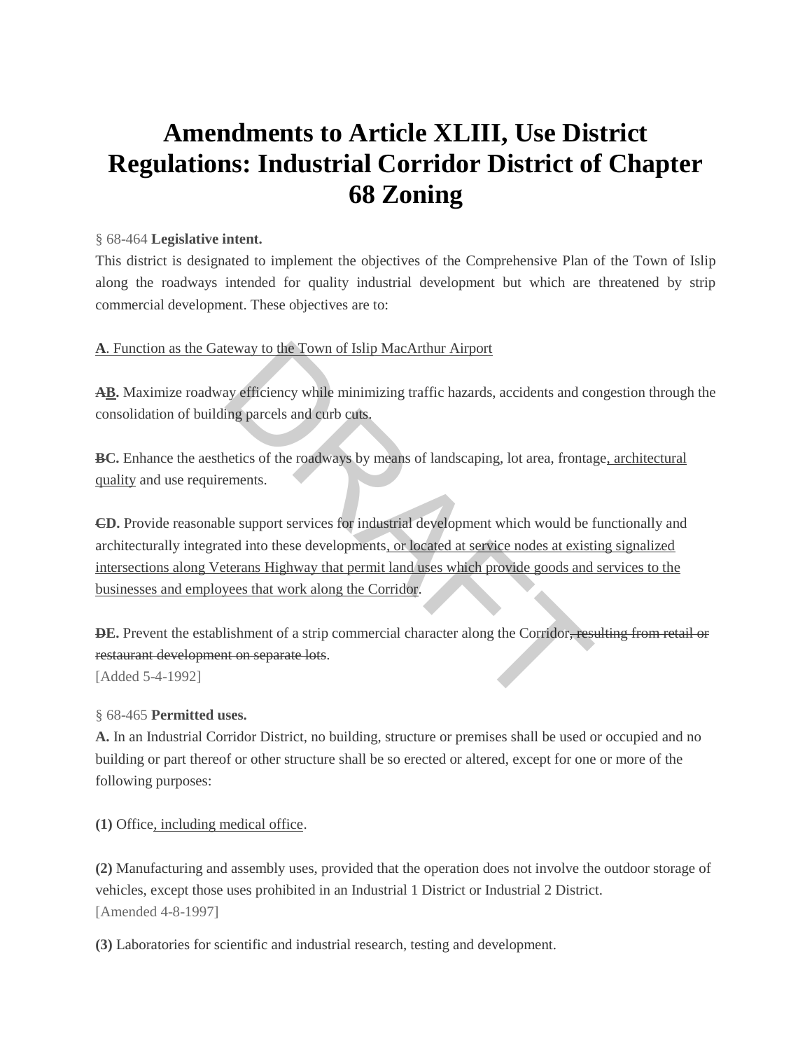# Amendments to Article XLIII, Use District Regulations: Industrial Corridor District of Chapter 68 Zoning

§ 68-464 **Legislative intent.**

This district is designated to implement the objectives of the Comprehensive Plan of the Town of Islip along the roadways intended for quality industrial development but which are threatened by strip commercial development. These objectives are to:

<u>**A**. Function as the Gateway to the Town of Islip MacArthur Airport</u>

**~~A~~<u>B</u>.** Maximize roadway efficiency while minimizing traffic hazards, accidents and congestion through the consolidation of building parcels and curb cuts.

**~~B~~C.** Enhance the aesthetics of the roadways by means of landscaping, lot area, frontage<u>, architectural quality</u> and use requirements.

**~~C~~D.** Provide reasonable support services for industrial development which would be functionally and architecturally integrated into these developments<u>, or located at service nodes at existing signalized intersections along Veterans Highway that permit land uses which provide goods and services to the businesses and employees that work along the Corridor</u>.

**~~D~~E.** Prevent the establishment of a strip commercial character along the Corridor~~, resulting from retail or restaurant development on separate lots~~.

[Added 5-4-1992]

§ 68-465 **Permitted uses.**

**A.** In an Industrial Corridor District, no building, structure or premises shall be used or occupied and no building or part thereof or other structure shall be so erected or altered, except for one or more of the following purposes:

**(1)** Office<u>, including medical office</u>.

**(2)** Manufacturing and assembly uses, provided that the operation does not involve the outdoor storage of vehicles, except those uses prohibited in an Industrial 1 District or Industrial 2 District.

[Amended 4-8-1997]

**(3)** Laboratories for scientific and industrial research, testing and development.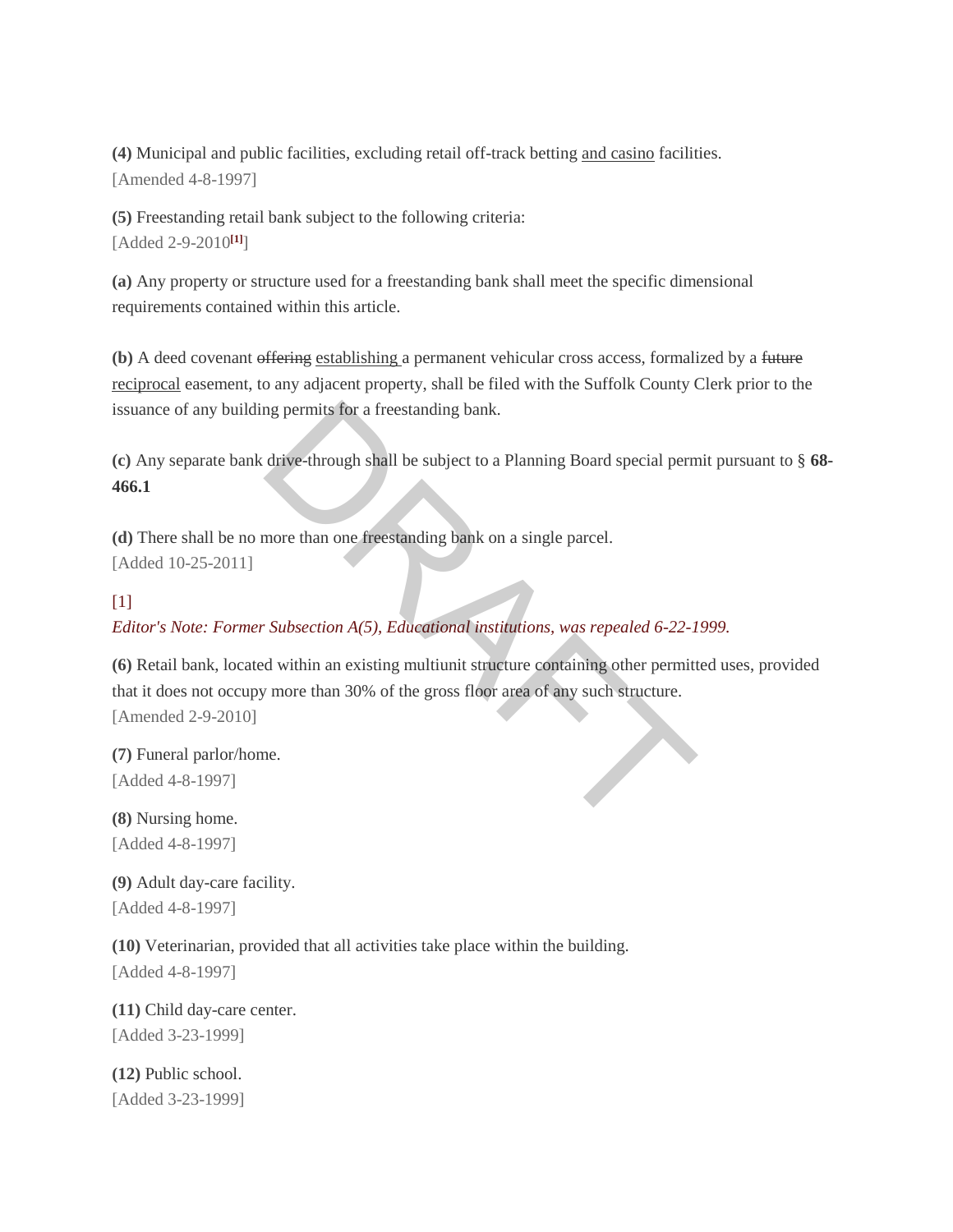**(4)** Municipal and public facilities, excluding retail off-track betting <u>and casino</u> facilities.
[Amended 4-8-1997]

**(5)** Freestanding retail bank subject to the following criteria:
[Added 2-9-2010[1]]

**(a)** Any property or structure used for a freestanding bank shall meet the specific dimensional requirements contained within this article.

**(b)** A deed covenant ~~offering~~ <u>establishing</u> a permanent vehicular cross access, formalized by a ~~future~~ <u>reciprocal</u> easement, to any adjacent property, shall be filed with the Suffolk County Clerk prior to the issuance of any building permits for a freestanding bank.

**(c)** Any separate bank drive-through shall be subject to a Planning Board special permit pursuant to § **68-466.1**

**(d)** There shall be no more than one freestanding bank on a single parcel.
[Added 10-25-2011]

[1]
*Editor's Note: Former Subsection A(5), Educational institutions, was repealed 6-22-1999.*

**(6)** Retail bank, located within an existing multiunit structure containing other permitted uses, provided that it does not occupy more than 30% of the gross floor area of any such structure.
[Amended 2-9-2010]

**(7)** Funeral parlor/home.
[Added 4-8-1997]

**(8)** Nursing home.
[Added 4-8-1997]

**(9)** Adult day-care facility.
[Added 4-8-1997]

**(10)** Veterinarian, provided that all activities take place within the building.
[Added 4-8-1997]

**(11)** Child day-care center.
[Added 3-23-1999]

**(12)** Public school.
[Added 3-23-1999]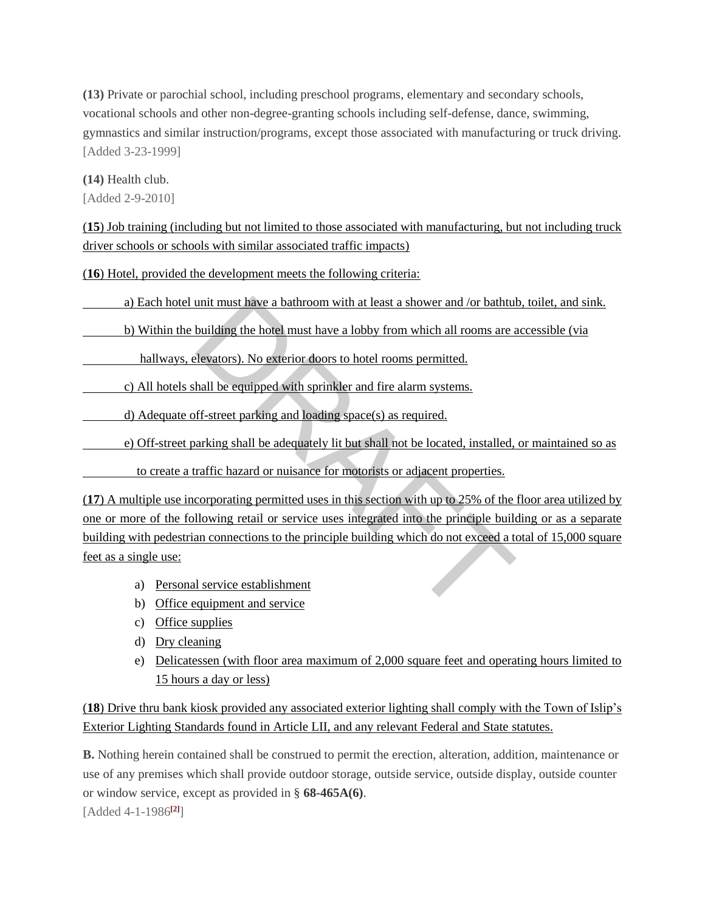**(13)** Private or parochial school, including preschool programs, elementary and secondary schools, vocational schools and other non-degree-granting schools including self-defense, dance, swimming, gymnastics and similar instruction/programs, except those associated with manufacturing or truck driving.
[Added 3-23-1999]

**(14)** Health club.
[Added 2-9-2010]

(**15**) Job training (including but not limited to those associated with manufacturing, but not including truck driver schools or schools with similar associated traffic impacts)

(**16**) Hotel, provided the development meets the following criteria:

a) Each hotel unit must have a bathroom with at least a shower and /or bathtub, toilet, and sink.

b) Within the building the hotel must have a lobby from which all rooms are accessible (via hallways, elevators). No exterior doors to hotel rooms permitted.

c) All hotels shall be equipped with sprinkler and fire alarm systems.

d) Adequate off-street parking and loading space(s) as required.

e) Off-street parking shall be adequately lit but shall not be located, installed, or maintained so as to create a traffic hazard or nuisance for motorists or adjacent properties.

(**17**) A multiple use incorporating permitted uses in this section with up to 25% of the floor area utilized by one or more of the following retail or service uses integrated into the principle building or as a separate building with pedestrian connections to the principle building which do not exceed a total of 15,000 square feet as a single use:

a) Personal service establishment
b) Office equipment and service
c) Office supplies
d) Dry cleaning
e) Delicatessen (with floor area maximum of 2,000 square feet and operating hours limited to 15 hours a day or less)

(**18**) Drive thru bank kiosk provided any associated exterior lighting shall comply with the Town of Islip's Exterior Lighting Standards found in Article LII, and any relevant Federal and State statutes.

**B.** Nothing herein contained shall be construed to permit the erection, alteration, addition, maintenance or use of any premises which shall provide outdoor storage, outside service, outside display, outside counter or window service, except as provided in § **68-465A(6)**.
[Added 4-1-1986[2]]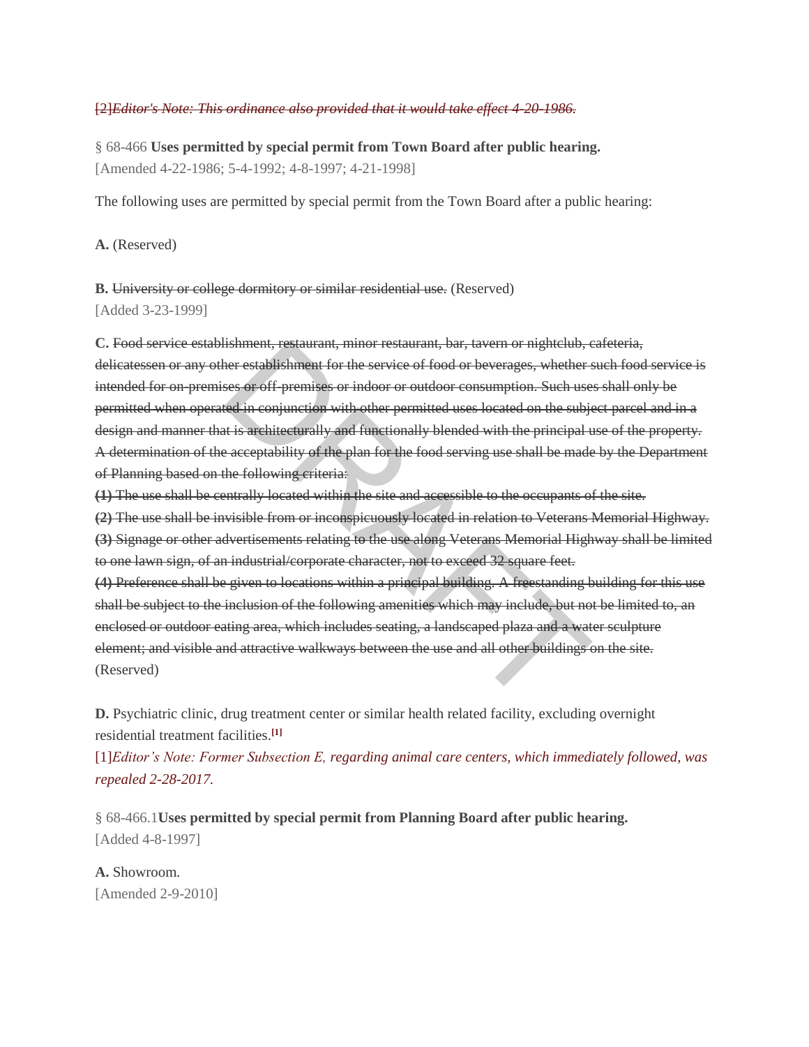~~[2]*Editor's Note: This ordinance also provided that it would take effect 4-20-1986.*~~

§ 68-466 **Uses permitted by special permit from Town Board after public hearing.**
[Amended 4-22-1986; 5-4-1992; 4-8-1997; 4-21-1998]

The following uses are permitted by special permit from the Town Board after a public hearing:

**A.** (Reserved)

**B.** ~~University or college dormitory or similar residential use.~~ (Reserved)
[Added 3-23-1999]

**C.** ~~Food service establishment, restaurant, minor restaurant, bar, tavern or nightclub, cafeteria, delicatessen or any other establishment for the service of food or beverages, whether such food service is intended for on-premises or off-premises or indoor or outdoor consumption. Such uses shall only be permitted when operated in conjunction with other permitted uses located on the subject parcel and in a design and manner that is architecturally and functionally blended with the principal use of the property. A determination of the acceptability of the plan for the food serving use shall be made by the Department of Planning based on the following criteria:~~
~~**(1)** The use shall be centrally located within the site and accessible to the occupants of the site.~~
~~**(2)** The use shall be invisible from or inconspicuously located in relation to Veterans Memorial Highway.~~
~~**(3)** Signage or other advertisements relating to the use along Veterans Memorial Highway shall be limited to one lawn sign, of an industrial/corporate character, not to exceed 32 square feet.~~
~~**(4)** Preference shall be given to locations within a principal building. A freestanding building for this use shall be subject to the inclusion of the following amenities which may include, but not be limited to, an enclosed or outdoor eating area, which includes seating, a landscaped plaza and a water sculpture element; and visible and attractive walkways between the use and all other buildings on the site.~~
(Reserved)

**D.** Psychiatric clinic, drug treatment center or similar health related facility, excluding overnight residential treatment facilities.[1]
[1]*Editor's Note: Former Subsection E, regarding animal care centers, which immediately followed, was repealed 2-28-2017.*

§ 68-466.1**Uses permitted by special permit from Planning Board after public hearing.**
[Added 4-8-1997]

**A.** Showroom.
[Amended 2-9-2010]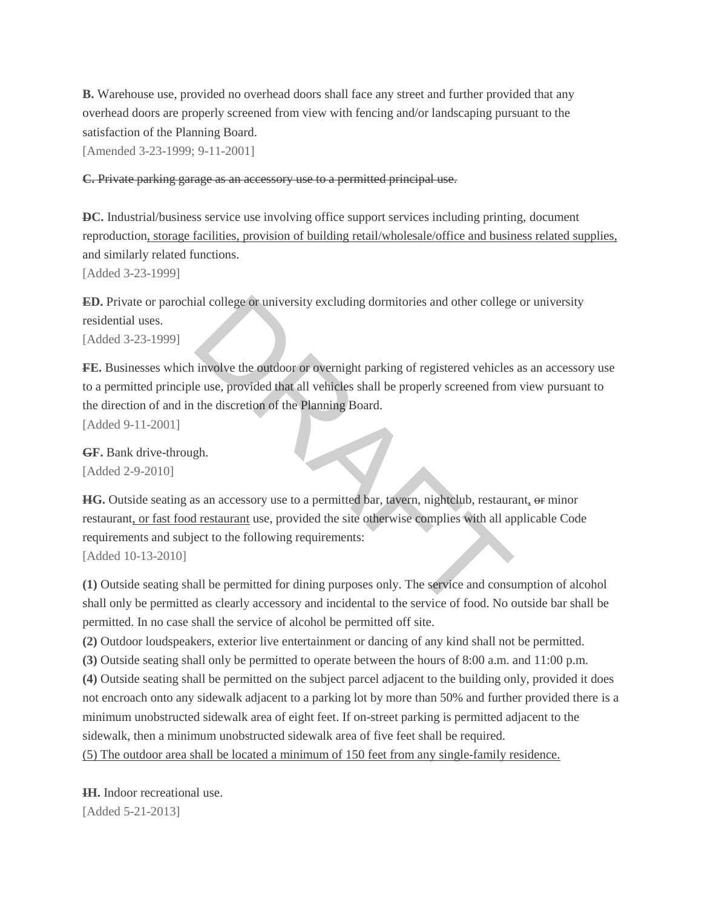**B.** Warehouse use, provided no overhead doors shall face any street and further provided that any overhead doors are properly screened from view with fencing and/or landscaping pursuant to the satisfaction of the Planning Board.
[Amended 3-23-1999; 9-11-2001]

~~**C.** Private parking garage as an accessory use to a permitted principal use.~~

**~~D~~C.** Industrial/business service use involving office support services including printing, document reproduction<u>, storage facilities, provision of building retail/wholesale/office and business related supplies,</u> and similarly related functions.
[Added 3-23-1999]

**~~E~~D.** Private or parochial college or university excluding dormitories and other college or university residential uses.
[Added 3-23-1999]

**~~F~~E.** Businesses which involve the outdoor or overnight parking of registered vehicles as an accessory use to a permitted principle use, provided that all vehicles shall be properly screened from view pursuant to the direction of and in the discretion of the Planning Board.
[Added 9-11-2001]

**~~G~~F.** Bank drive-through.
[Added 2-9-2010]

**~~H~~G.** Outside seating as an accessory use to a permitted bar, tavern, nightclub, restaurant<u>,</u> ~~or~~ minor restaurant<u>, or fast food restaurant</u> use, provided the site otherwise complies with all applicable Code requirements and subject to the following requirements:
[Added 10-13-2010]

**(1)** Outside seating shall be permitted for dining purposes only. The service and consumption of alcohol shall only be permitted as clearly accessory and incidental to the service of food. No outside bar shall be permitted. In no case shall the service of alcohol be permitted off site.
**(2)** Outdoor loudspeakers, exterior live entertainment or dancing of any kind shall not be permitted.
**(3)** Outside seating shall only be permitted to operate between the hours of 8:00 a.m. and 11:00 p.m.
**(4)** Outside seating shall be permitted on the subject parcel adjacent to the building only, provided it does not encroach onto any sidewalk adjacent to a parking lot by more than 50% and further provided there is a minimum unobstructed sidewalk area of eight feet. If on-street parking is permitted adjacent to the sidewalk, then a minimum unobstructed sidewalk area of five feet shall be required.
<u>(5) The outdoor area shall be located a minimum of 150 feet from any single-family residence.</u>

**~~I~~H.** Indoor recreational use.
[Added 5-21-2013]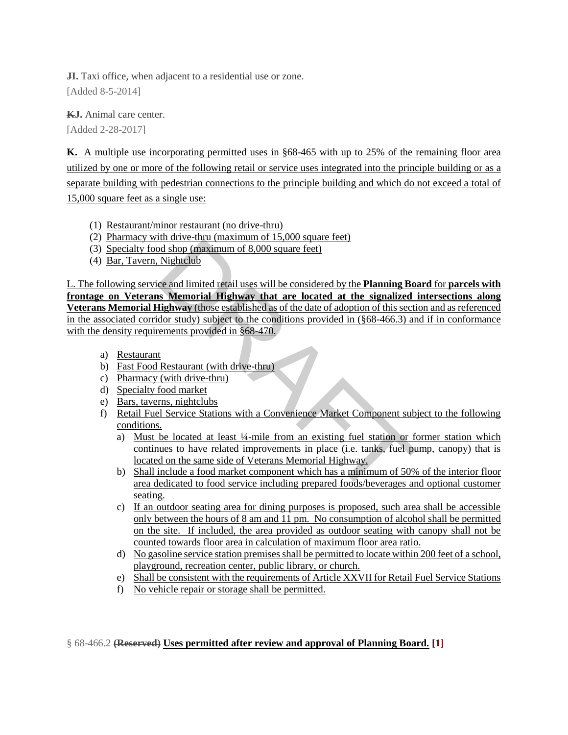~~J~~I. Taxi office, when adjacent to a residential use or zone.
[Added 8-5-2014]

~~K~~J. Animal care center.
[Added 2-28-2017]

**K.** A multiple use incorporating permitted uses in §68-465 with up to 25% of the remaining floor area utilized by one or more of the following retail or service uses integrated into the principle building or as a separate building with pedestrian connections to the principle building and which do not exceed a total of 15,000 square feet as a single use:

(1) Restaurant/minor restaurant (no drive-thru)
(2) Pharmacy with drive-thru (maximum of 15,000 square feet)
(3) Specialty food shop (maximum of 8,000 square feet)
(4) Bar, Tavern, Nightclub

L. The following service and limited retail uses will be considered by the **Planning Board** for **parcels with frontage on Veterans Memorial Highway that are located at the signalized intersections along Veterans Memorial Highway** (those established as of the date of adoption of this section and as referenced in the associated corridor study) subject to the conditions provided in (§68-466.3) and if in conformance with the density requirements provided in §68-470.

a) Restaurant
b) Fast Food Restaurant (with drive-thru)
c) Pharmacy (with drive-thru)
d) Specialty food market
e) Bars, taverns, nightclubs
f) Retail Fuel Service Stations with a Convenience Market Component subject to the following conditions.
   a) Must be located at least ¼-mile from an existing fuel station or former station which continues to have related improvements in place (i.e. tanks, fuel pump, canopy) that is located on the same side of Veterans Memorial Highway.
   b) Shall include a food market component which has a minimum of 50% of the interior floor area dedicated to food service including prepared foods/beverages and optional customer seating.
   c) If an outdoor seating area for dining purposes is proposed, such area shall be accessible only between the hours of 8 am and 11 pm. No consumption of alcohol shall be permitted on the site. If included, the area provided as outdoor seating with canopy shall not be counted towards floor area in calculation of maximum floor area ratio.
   d) No gasoline service station premises shall be permitted to locate within 200 feet of a school, playground, recreation center, public library, or church.
   e) Shall be consistent with the requirements of Article XXVII for Retail Fuel Service Stations
   f) No vehicle repair or storage shall be permitted.

§ 68-466.2 ~~**(Reserved)**~~ **Uses permitted after review and approval of Planning Board.** **[1]**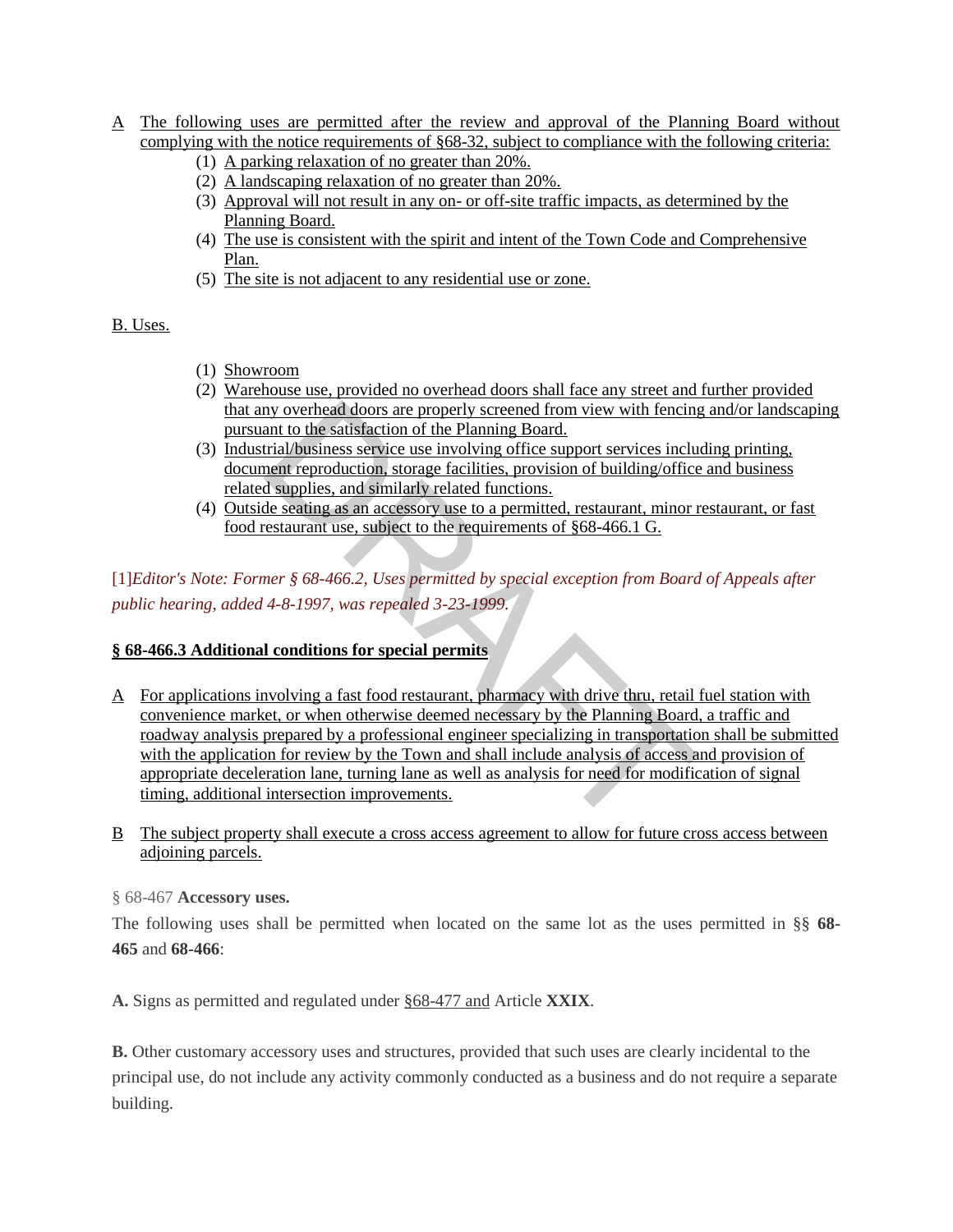A The following uses are permitted after the review and approval of the Planning Board without complying with the notice requirements of §68-32, subject to compliance with the following criteria:

(1) A parking relaxation of no greater than 20%.
(2) A landscaping relaxation of no greater than 20%.
(3) Approval will not result in any on- or off-site traffic impacts, as determined by the Planning Board.
(4) The use is consistent with the spirit and intent of the Town Code and Comprehensive Plan.
(5) The site is not adjacent to any residential use or zone.

B. Uses.

(1) Showroom
(2) Warehouse use, provided no overhead doors shall face any street and further provided that any overhead doors are properly screened from view with fencing and/or landscaping pursuant to the satisfaction of the Planning Board.
(3) Industrial/business service use involving office support services including printing, document reproduction, storage facilities, provision of building/office and business related supplies, and similarly related functions.
(4) Outside seating as an accessory use to a permitted, restaurant, minor restaurant, or fast food restaurant use, subject to the requirements of §68-466.1 G.

[1]*Editor's Note: Former § 68-466.2, Uses permitted by special exception from Board of Appeals after public hearing, added 4-8-1997, was repealed 3-23-1999.*

**§ 68-466.3 Additional conditions for special permits**

A For applications involving a fast food restaurant, pharmacy with drive thru, retail fuel station with convenience market, or when otherwise deemed necessary by the Planning Board, a traffic and roadway analysis prepared by a professional engineer specializing in transportation shall be submitted with the application for review by the Town and shall include analysis of access and provision of appropriate deceleration lane, turning lane as well as analysis for need for modification of signal timing, additional intersection improvements.

B The subject property shall execute a cross access agreement to allow for future cross access between adjoining parcels.

§ 68-467 **Accessory uses.**

The following uses shall be permitted when located on the same lot as the uses permitted in §§ **68-465** and **68-466**:

**A.** Signs as permitted and regulated under §68-477 and Article **XXIX**.

**B.** Other customary accessory uses and structures, provided that such uses are clearly incidental to the principal use, do not include any activity commonly conducted as a business and do not require a separate building.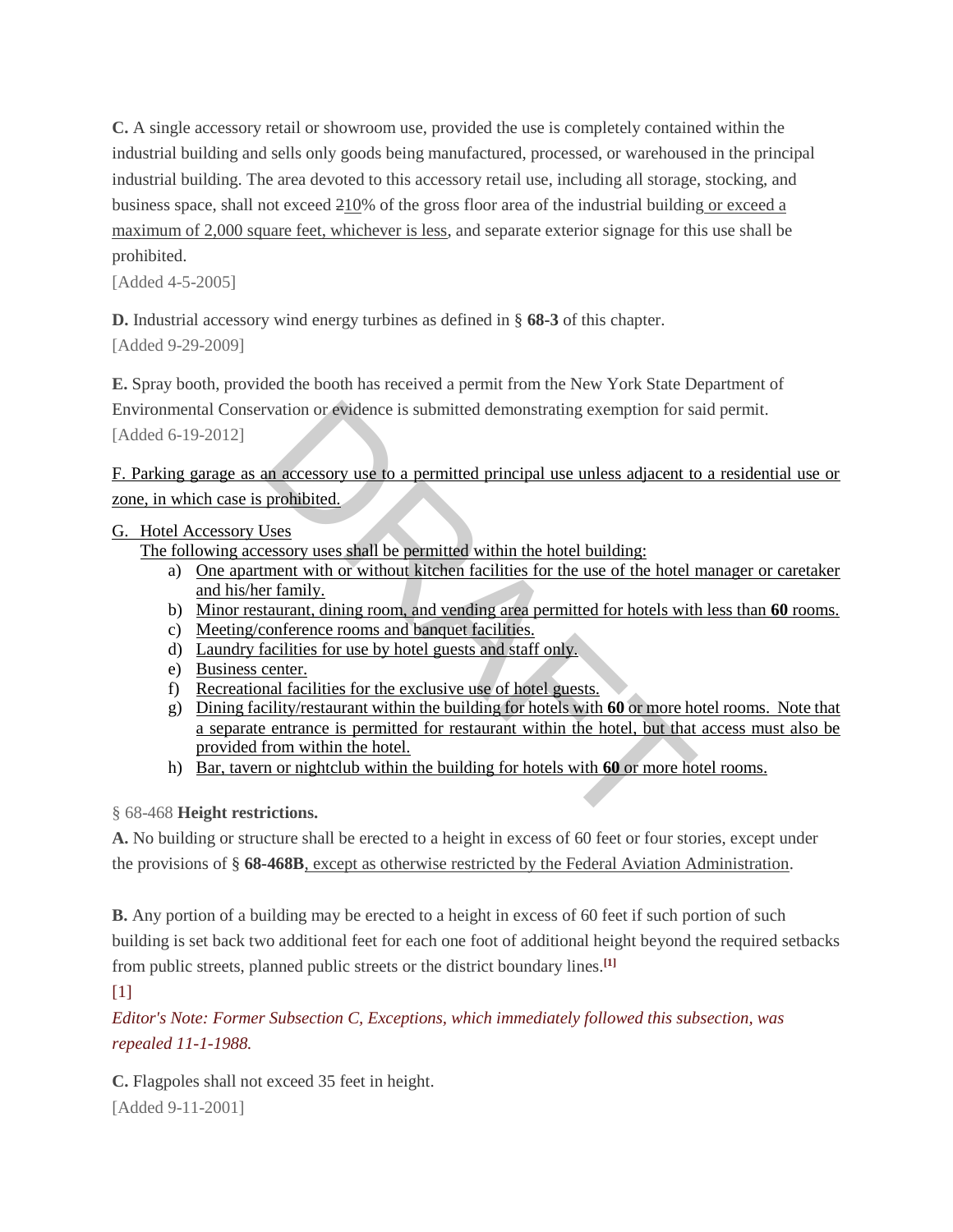**C.** A single accessory retail or showroom use, provided the use is completely contained within the industrial building and sells only goods being manufactured, processed, or warehoused in the principal industrial building. The area devoted to this accessory retail use, including all storage, stocking, and business space, shall not exceed ~~2~~<u>10</u>% of the gross floor area of the industrial building<u> or exceed a maximum of 2,000 square feet, whichever is less</u>, and separate exterior signage for this use shall be prohibited.
[Added 4-5-2005]

**D.** Industrial accessory wind energy turbines as defined in § **68-3** of this chapter.
[Added 9-29-2009]

**E.** Spray booth, provided the booth has received a permit from the New York State Department of Environmental Conservation or evidence is submitted demonstrating exemption for said permit.
[Added 6-19-2012]

<u>F. Parking garage as an accessory use to a permitted principal use unless adjacent to a residential use or zone, in which case is prohibited.</u>

<u>G. Hotel Accessory Uses</u>

<u>The following accessory uses shall be permitted within the hotel building:</u>

a) <u>One apartment with or without kitchen facilities for the use of the hotel manager or caretaker and his/her family.</u>
b) <u>Minor restaurant, dining room, and vending area permitted for hotels with less than **60** rooms.</u>
c) <u>Meeting/conference rooms and banquet facilities.</u>
d) <u>Laundry facilities for use by hotel guests and staff only.</u>
e) <u>Business center.</u>
f) <u>Recreational facilities for the exclusive use of hotel guests.</u>
g) <u>Dining facility/restaurant within the building for hotels with **60** or more hotel rooms. Note that a separate entrance is permitted for restaurant within the hotel, but that access must also be provided from within the hotel.</u>
h) <u>Bar, tavern or nightclub within the building for hotels with **60** or more hotel rooms.</u>

§ 68-468 **Height restrictions.**

**A.** No building or structure shall be erected to a height in excess of 60 feet or four stories, except under the provisions of § **68-468B**<u>, except as otherwise restricted by the Federal Aviation Administration</u>.

**B.** Any portion of a building may be erected to a height in excess of 60 feet if such portion of such building is set back two additional feet for each one foot of additional height beyond the required setbacks from public streets, planned public streets or the district boundary lines.[1]

[1]

*Editor's Note: Former Subsection C, Exceptions, which immediately followed this subsection, was repealed 11-1-1988.*

**C.** Flagpoles shall not exceed 35 feet in height.
[Added 9-11-2001]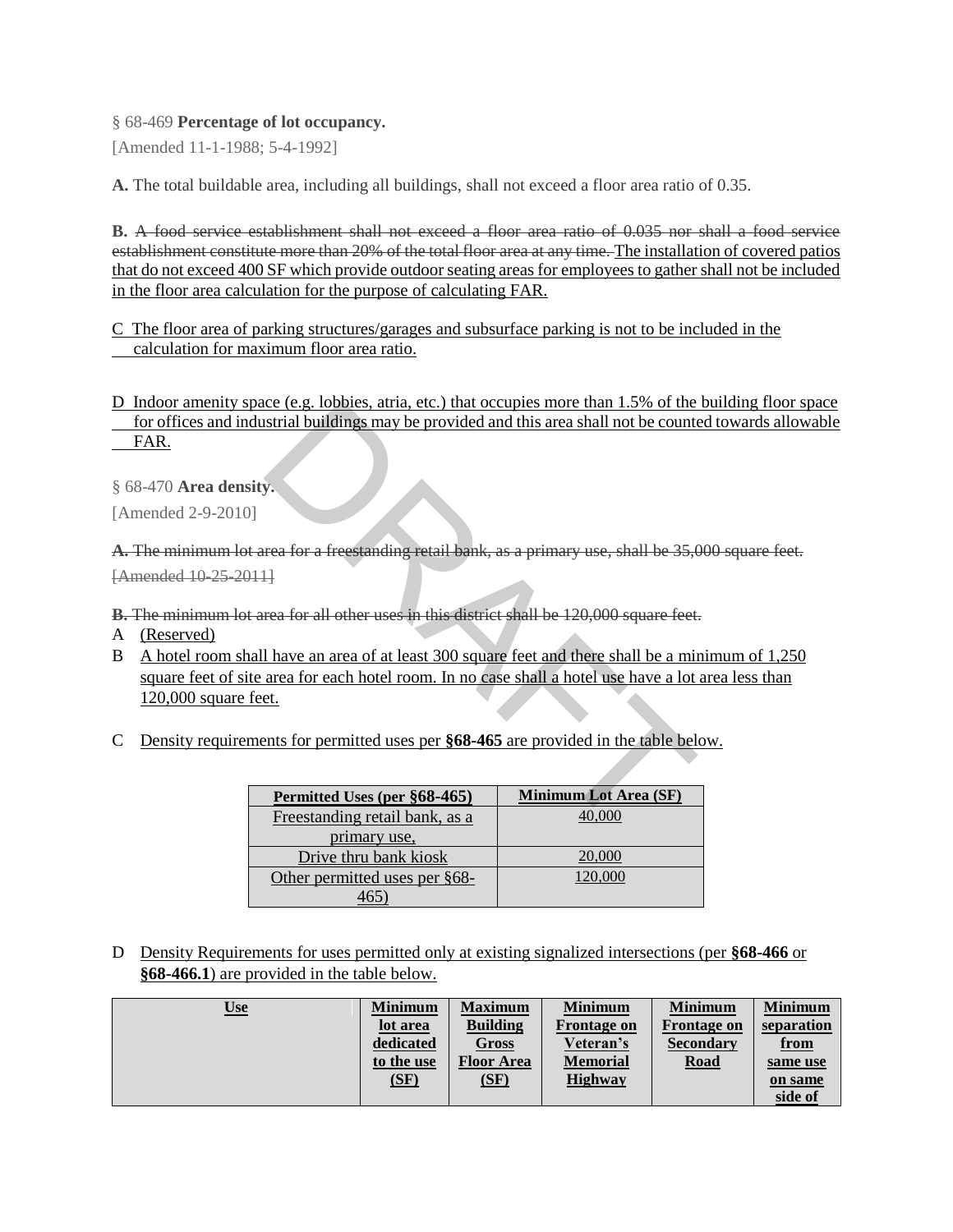§ 68-469 **Percentage of lot occupancy.**

[Amended 11-1-1988; 5-4-1992]

**A.** The total buildable area, including all buildings, shall not exceed a floor area ratio of 0.35.

**B.** ~~A food service establishment shall not exceed a floor area ratio of 0.035 nor shall a food service establishment constitute more than 20% of the total floor area at any time.~~ The installation of covered patios that do not exceed 400 SF which provide outdoor seating areas for employees to gather shall not be included in the floor area calculation for the purpose of calculating FAR.

C The floor area of parking structures/garages and subsurface parking is not to be included in the calculation for maximum floor area ratio.

D Indoor amenity space (e.g. lobbies, atria, etc.) that occupies more than 1.5% of the building floor space for offices and industrial buildings may be provided and this area shall not be counted towards allowable FAR.

§ 68-470 **Area density.**

[Amended 2-9-2010]

~~**A.** The minimum lot area for a freestanding retail bank, as a primary use, shall be 35,000 square feet.~~

~~[Amended 10-25-2011]~~

~~**B.** The minimum lot area for all other uses in this district shall be 120,000 square feet.~~

A (Reserved)

B A hotel room shall have an area of at least 300 square feet and there shall be a minimum of 1,250 square feet of site area for each hotel room. In no case shall a hotel use have a lot area less than 120,000 square feet.

C Density requirements for permitted uses per **§68-465** are provided in the table below.

| Permitted Uses (per §68-465) | Minimum Lot Area (SF) |
|---|---|
| Freestanding retail bank, as a primary use, | 40,000 |
| Drive thru bank kiosk | 20,000 |
| Other permitted uses per §68-465) | 120,000 |

D Density Requirements for uses permitted only at existing signalized intersections (per **§68-466** or **§68-466.1**) are provided in the table below.

| Use | Minimum lot area dedicated to the use (SF) | Maximum Building Gross Floor Area (SF) | Minimum Frontage on Veteran's Memorial Highway | Minimum Frontage on Secondary Road | Minimum separation from same use on same side of |
|---|---|---|---|---|---|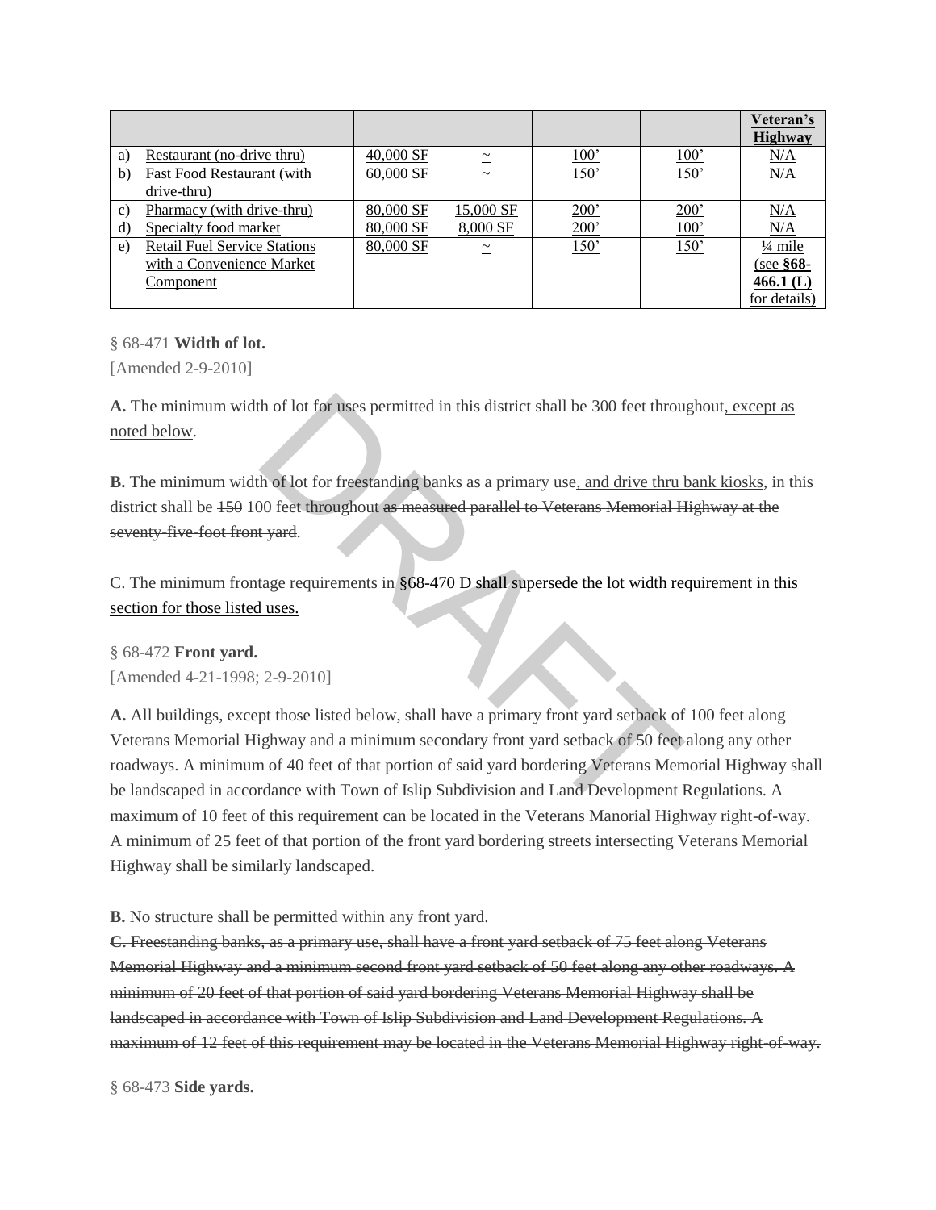|  |  |  |  |  |  | Veteran's Highway |
|---|---|---|---|---|---|---|
| a) | Restaurant (no-drive thru) | 40,000 SF | ~ | 100' | 100' | N/A |
| b) | Fast Food Restaurant (with drive-thru) | 60,000 SF | ~ | 150' | 150' | N/A |
| c) | Pharmacy (with drive-thru) | 80,000 SF | 15,000 SF | 200' | 200' | N/A |
| d) | Specialty food market | 80,000 SF | 8,000 SF | 200' | 100' | N/A |
| e) | Retail Fuel Service Stations with a Convenience Market Component | 80,000 SF | ~ | 150' | 150' | ¼ mile (see **§68-466.1 (L)** for details) |

§ 68-471 **Width of lot.**

[Amended 2-9-2010]

**A.** The minimum width of lot for uses permitted in this district shall be 300 feet throughout, except as noted below.

**B.** The minimum width of lot for freestanding banks as a primary use, and drive thru bank kiosks, in this district shall be ~~150~~ 100 feet throughout ~~as measured parallel to Veterans Memorial Highway at the seventy-five-foot front yard~~.

C. The minimum frontage requirements in §68-470 D shall supersede the lot width requirement in this section for those listed uses.

§ 68-472 **Front yard.**

[Amended 4-21-1998; 2-9-2010]

**A.** All buildings, except those listed below, shall have a primary front yard setback of 100 feet along Veterans Memorial Highway and a minimum secondary front yard setback of 50 feet along any other roadways. A minimum of 40 feet of that portion of said yard bordering Veterans Memorial Highway shall be landscaped in accordance with Town of Islip Subdivision and Land Development Regulations. A maximum of 10 feet of this requirement can be located in the Veterans Manorial Highway right-of-way. A minimum of 25 feet of that portion of the front yard bordering streets intersecting Veterans Memorial Highway shall be similarly landscaped.

**B.** No structure shall be permitted within any front yard.

~~**C.** Freestanding banks, as a primary use, shall have a front yard setback of 75 feet along Veterans Memorial Highway and a minimum second front yard setback of 50 feet along any other roadways. A minimum of 20 feet of that portion of said yard bordering Veterans Memorial Highway shall be landscaped in accordance with Town of Islip Subdivision and Land Development Regulations. A maximum of 12 feet of this requirement may be located in the Veterans Memorial Highway right-of-way.~~

§ 68-473 **Side yards.**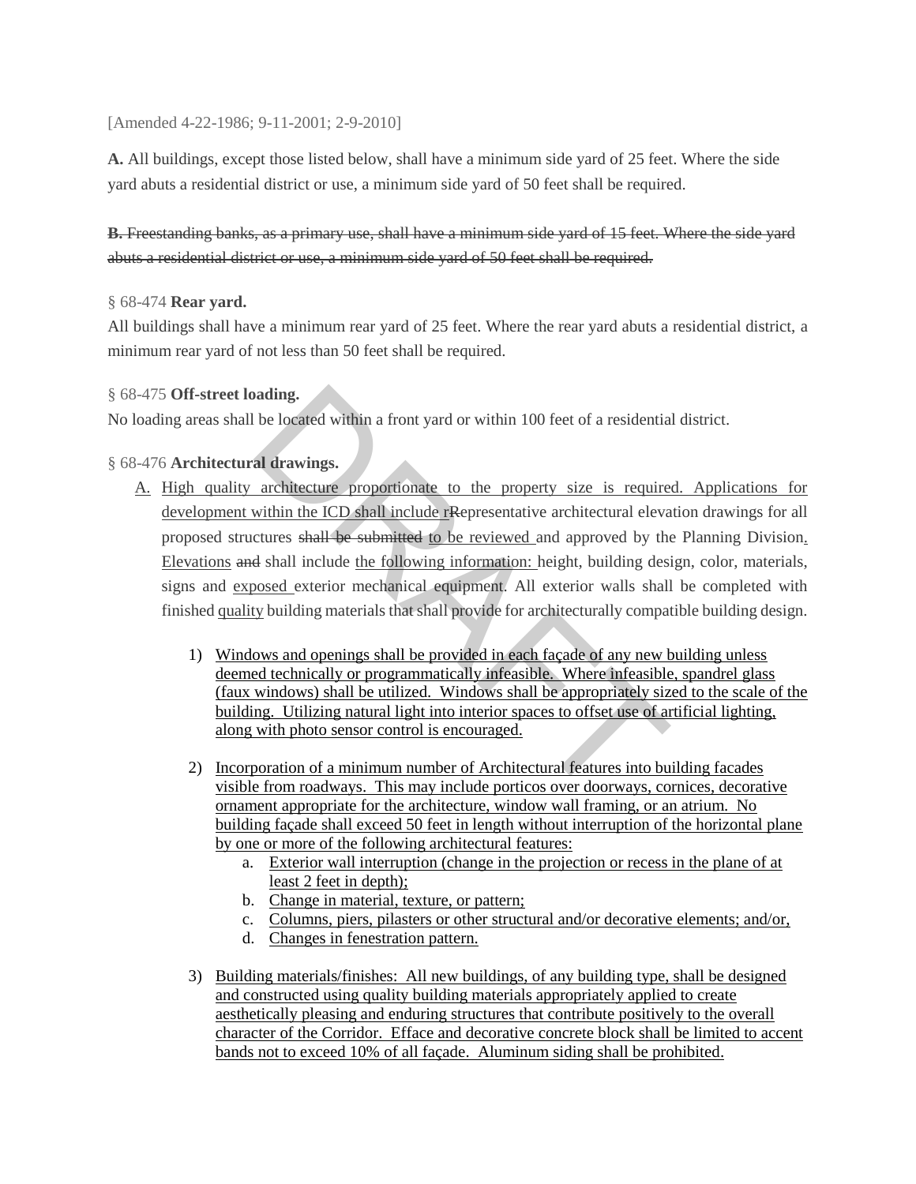[Amended 4-22-1986; 9-11-2001; 2-9-2010]

**A.** All buildings, except those listed below, shall have a minimum side yard of 25 feet. Where the side yard abuts a residential district or use, a minimum side yard of 50 feet shall be required.

~~**B.** Freestanding banks, as a primary use, shall have a minimum side yard of 15 feet. Where the side yard abuts a residential district or use, a minimum side yard of 50 feet shall be required.~~

§ 68-474 **Rear yard.**

All buildings shall have a minimum rear yard of 25 feet. Where the rear yard abuts a residential district, a minimum rear yard of not less than 50 feet shall be required.

§ 68-475 **Off-street loading.**

No loading areas shall be located within a front yard or within 100 feet of a residential district.

§ 68-476 **Architectural drawings.**

A. High quality architecture proportionate to the property size is required. Applications for development within the ICD shall include r~~R~~epresentative architectural elevation drawings for all proposed structures ~~shall be submitted~~ to be reviewed and approved by the Planning Division. Elevations ~~and~~ shall include the following information: height, building design, color, materials, signs and exposed exterior mechanical equipment. All exterior walls shall be completed with finished quality building materials that shall provide for architecturally compatible building design.

1) Windows and openings shall be provided in each façade of any new building unless deemed technically or programmatically infeasible. Where infeasible, spandrel glass (faux windows) shall be utilized. Windows shall be appropriately sized to the scale of the building. Utilizing natural light into interior spaces to offset use of artificial lighting, along with photo sensor control is encouraged.

2) Incorporation of a minimum number of Architectural features into building facades visible from roadways. This may include porticos over doorways, cornices, decorative ornament appropriate for the architecture, window wall framing, or an atrium. No building façade shall exceed 50 feet in length without interruption of the horizontal plane by one or more of the following architectural features:
   a. Exterior wall interruption (change in the projection or recess in the plane of at least 2 feet in depth);
   b. Change in material, texture, or pattern;
   c. Columns, piers, pilasters or other structural and/or decorative elements; and/or,
   d. Changes in fenestration pattern.

3) Building materials/finishes: All new buildings, of any building type, shall be designed and constructed using quality building materials appropriately applied to create aesthetically pleasing and enduring structures that contribute positively to the overall character of the Corridor. Efface and decorative concrete block shall be limited to accent bands not to exceed 10% of all façade. Aluminum siding shall be prohibited.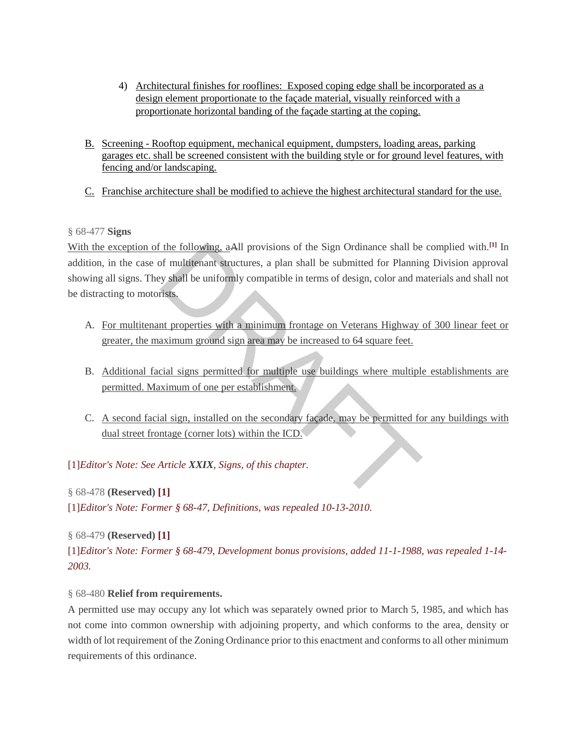4) Architectural finishes for rooflines: Exposed coping edge shall be incorporated as a design element proportionate to the façade material, visually reinforced with a proportionate horizontal banding of the façade starting at the coping.

B. Screening - Rooftop equipment, mechanical equipment, dumpsters, loading areas, parking garages etc. shall be screened consistent with the building style or for ground level features, with fencing and/or landscaping.

C. Franchise architecture shall be modified to achieve the highest architectural standard for the use.

§ 68-477 **Signs**

With the exception of the following, aAll provisions of the Sign Ordinance shall be complied with.[1] In addition, in the case of multitenant structures, a plan shall be submitted for Planning Division approval showing all signs. They shall be uniformly compatible in terms of design, color and materials and shall not be distracting to motorists.

A. For multitenant properties with a minimum frontage on Veterans Highway of 300 linear feet or greater, the maximum ground sign area may be increased to 64 square feet.

B. Additional facial signs permitted for multiple use buildings where multiple establishments are permitted. Maximum of one per establishment.

C. A second facial sign, installed on the secondary façade, may be permitted for any buildings with dual street frontage (corner lots) within the ICD.

[1]*Editor's Note: See Article **XXIX**, Signs, of this chapter.*

§ 68-478 **(Reserved) [1]**

[1]*Editor's Note: Former § 68-47, Definitions, was repealed 10-13-2010.*

§ 68-479 **(Reserved) [1]**

[1]*Editor's Note: Former § 68-479, Development bonus provisions, added 11-1-1988, was repealed 1-14-2003.*

§ 68-480 **Relief from requirements.**

A permitted use may occupy any lot which was separately owned prior to March 5, 1985, and which has not come into common ownership with adjoining property, and which conforms to the area, density or width of lot requirement of the Zoning Ordinance prior to this enactment and conforms to all other minimum requirements of this ordinance.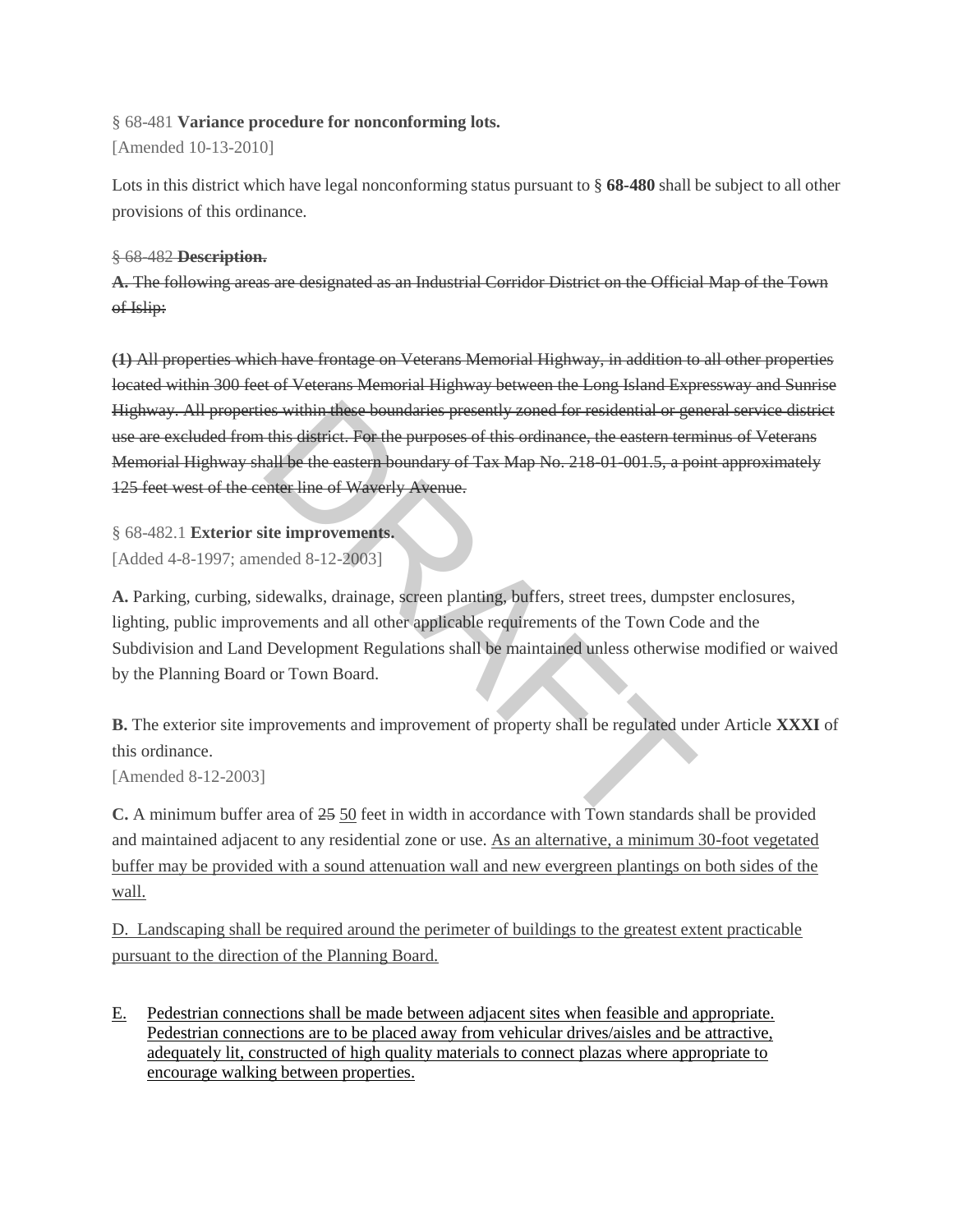§ 68-481 **Variance procedure for nonconforming lots.**
[Amended 10-13-2010]

Lots in this district which have legal nonconforming status pursuant to § **68-480** shall be subject to all other provisions of this ordinance.

~~§ 68-482 **Description.**~~

~~**A.** The following areas are designated as an Industrial Corridor District on the Official Map of the Town of Islip:~~

~~**(1)** All properties which have frontage on Veterans Memorial Highway, in addition to all other properties located within 300 feet of Veterans Memorial Highway between the Long Island Expressway and Sunrise Highway. All properties within these boundaries presently zoned for residential or general service district use are excluded from this district. For the purposes of this ordinance, the eastern terminus of Veterans Memorial Highway shall be the eastern boundary of Tax Map No. 218-01-001.5, a point approximately 125 feet west of the center line of Waverly Avenue.~~

§ 68-482.1 **Exterior site improvements.**
[Added 4-8-1997; amended 8-12-2003]

**A.** Parking, curbing, sidewalks, drainage, screen planting, buffers, street trees, dumpster enclosures, lighting, public improvements and all other applicable requirements of the Town Code and the Subdivision and Land Development Regulations shall be maintained unless otherwise modified or waived by the Planning Board or Town Board.

**B.** The exterior site improvements and improvement of property shall be regulated under Article **XXXI** of this ordinance.
[Amended 8-12-2003]

**C.** A minimum buffer area of ~~25~~ <u>50</u> feet in width in accordance with Town standards shall be provided and maintained adjacent to any residential zone or use. <u>As an alternative, a minimum 30-foot vegetated buffer may be provided with a sound attenuation wall and new evergreen plantings on both sides of the wall.</u>

<u>D. Landscaping shall be required around the perimeter of buildings to the greatest extent practicable pursuant to the direction of the Planning Board.</u>

<u>E. Pedestrian connections shall be made between adjacent sites when feasible and appropriate. Pedestrian connections are to be placed away from vehicular drives/aisles and be attractive, adequately lit, constructed of high quality materials to connect plazas where appropriate to encourage walking between properties.</u>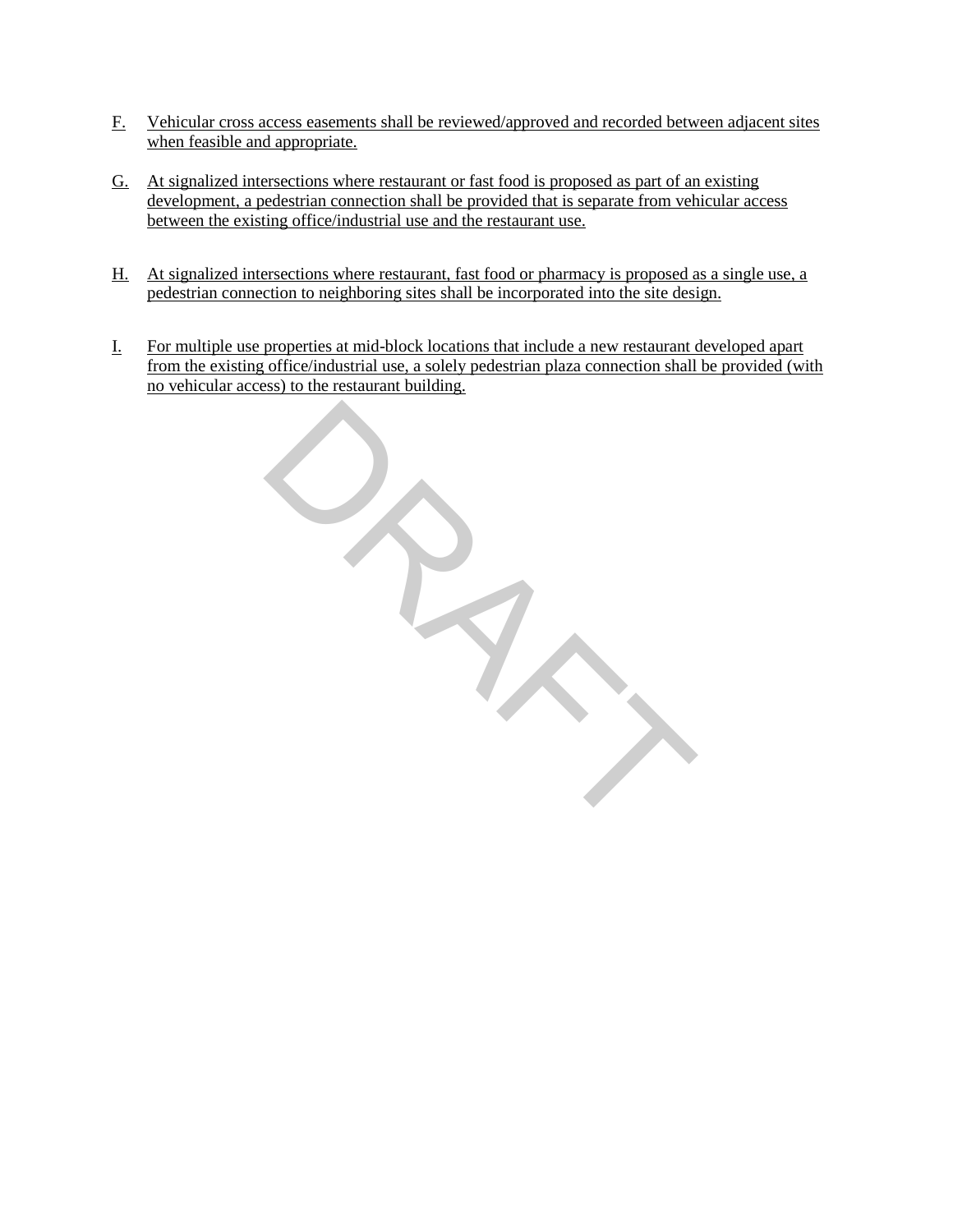F. Vehicular cross access easements shall be reviewed/approved and recorded between adjacent sites when feasible and appropriate.

G. At signalized intersections where restaurant or fast food is proposed as part of an existing development, a pedestrian connection shall be provided that is separate from vehicular access between the existing office/industrial use and the restaurant use.

H. At signalized intersections where restaurant, fast food or pharmacy is proposed as a single use, a pedestrian connection to neighboring sites shall be incorporated into the site design.

I. For multiple use properties at mid-block locations that include a new restaurant developed apart from the existing office/industrial use, a solely pedestrian plaza connection shall be provided (with no vehicular access) to the restaurant building.